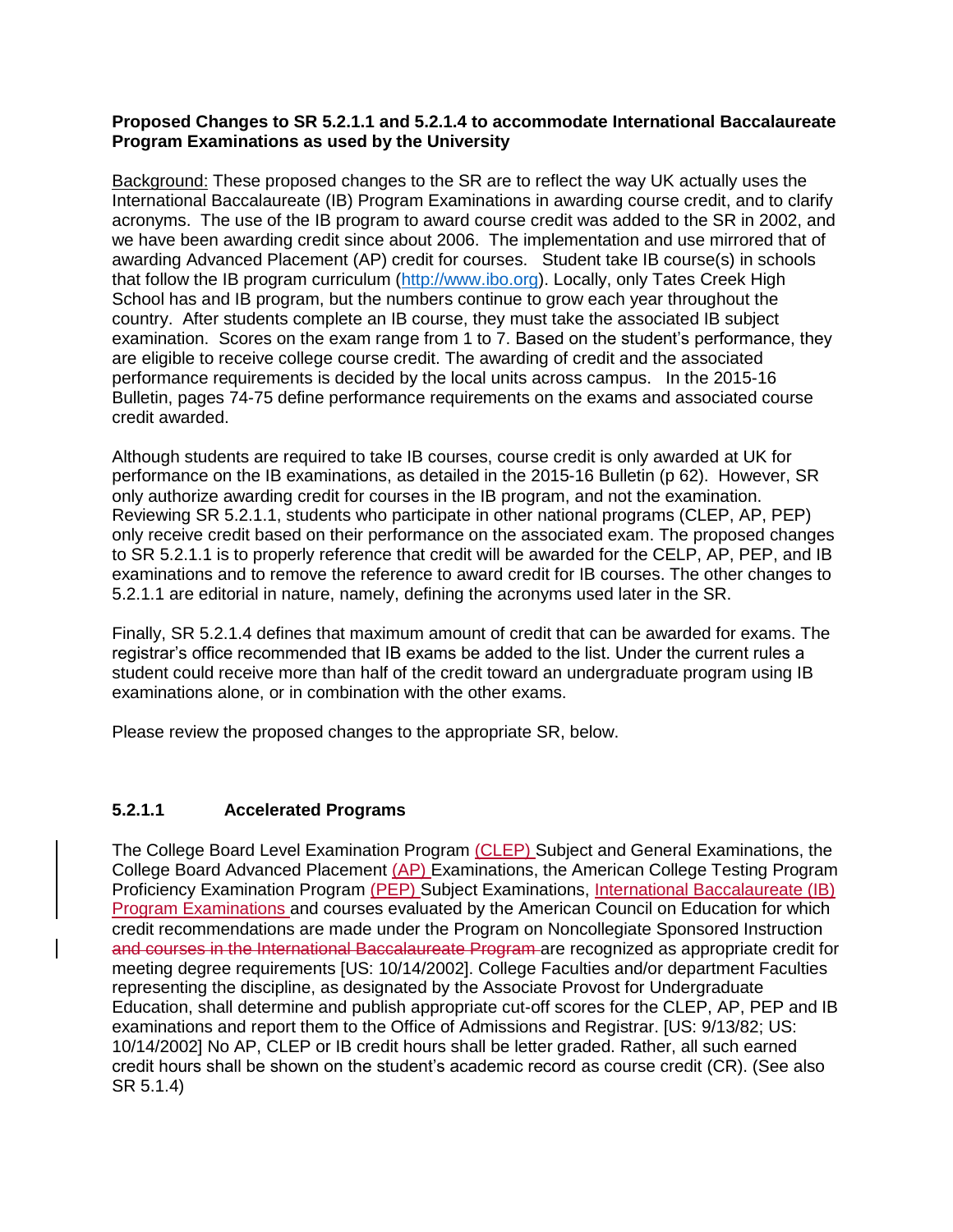**Proposed Changes to SR 5.2.1.1 and 5.2.1.4 to accommodate International Baccalaureate Program Examinations as used by the University**

Background: These proposed changes to the SR are to reflect the way UK actually uses the International Baccalaureate (IB) Program Examinations in awarding course credit, and to clarify acronyms. The use of the IB program to award course credit was added to the SR in 2002, and we have been awarding credit since about 2006. The implementation and use mirrored that of awarding Advanced Placement (AP) credit for courses. Student take IB course(s) in schools that follow the IB program curriculum (http://www.ibo.org). Locally, only Tates Creek High School has and IB program, but the numbers continue to grow each year throughout the country. After students complete an IB course, they must take the associated IB subject examination. Scores on the exam range from 1 to 7. Based on the student's performance, they are eligible to receive college course credit. The awarding of credit and the associated performance requirements is decided by the local units across campus. In the 2015-16 Bulletin, pages 74-75 define performance requirements on the exams and associated course credit awarded.

Although students are required to take IB courses, course credit is only awarded at UK for performance on the IB examinations, as detailed in the 2015-16 Bulletin (p 62). However, SR only authorize awarding credit for courses in the IB program, and not the examination. Reviewing SR 5.2.1.1, students who participate in other national programs (CLEP, AP, PEP) only receive credit based on their performance on the associated exam. The proposed changes to SR 5.2.1.1 is to properly reference that credit will be awarded for the CELP, AP, PEP, and IB examinations and to remove the reference to award credit for IB courses. The other changes to 5.2.1.1 are editorial in nature, namely, defining the acronyms used later in the SR.

Finally, SR 5.2.1.4 defines that maximum amount of credit that can be awarded for exams. The registrar's office recommended that IB exams be added to the list. Under the current rules a student could receive more than half of the credit toward an undergraduate program using IB examinations alone, or in combination with the other exams.

Please review the proposed changes to the appropriate SR, below.

### 5.2.1.1 Accelerated Programs

The College Board Level Examination Program (CLEP) Subject and General Examinations, the College Board Advanced Placement (AP) Examinations, the American College Testing Program Proficiency Examination Program (PEP) Subject Examinations, International Baccalaureate (IB) Program Examinations and courses evaluated by the American Council on Education for which credit recommendations are made under the Program on Noncollegiate Sponsored Instruction ~~and courses in the International Baccalaureate Program~~ are recognized as appropriate credit for meeting degree requirements [US: 10/14/2002]. College Faculties and/or department Faculties representing the discipline, as designated by the Associate Provost for Undergraduate Education, shall determine and publish appropriate cut-off scores for the CLEP, AP, PEP and IB examinations and report them to the Office of Admissions and Registrar. [US: 9/13/82; US: 10/14/2002] No AP, CLEP or IB credit hours shall be letter graded. Rather, all such earned credit hours shall be shown on the student's academic record as course credit (CR). (See also SR 5.1.4)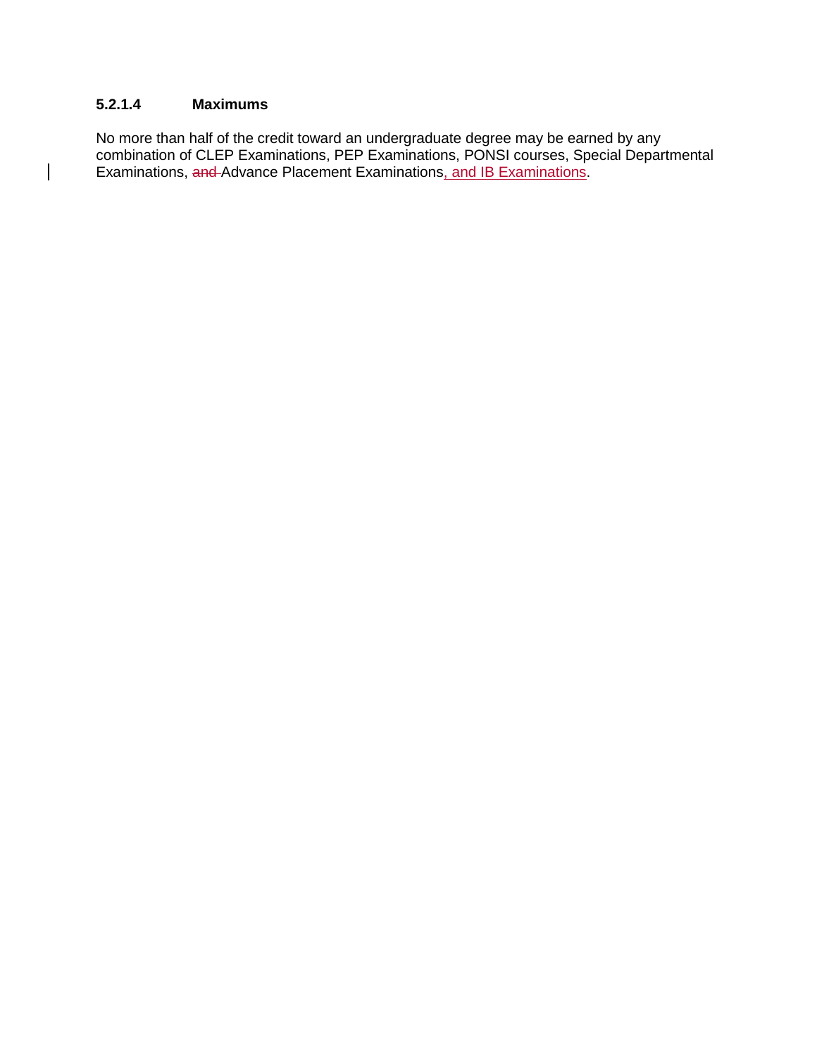### 5.2.1.4 Maximums

No more than half of the credit toward an undergraduate degree may be earned by any combination of CLEP Examinations, PEP Examinations, PONSI courses, Special Departmental Examinations, ~~and~~ Advance Placement Examinations, and IB Examinations.